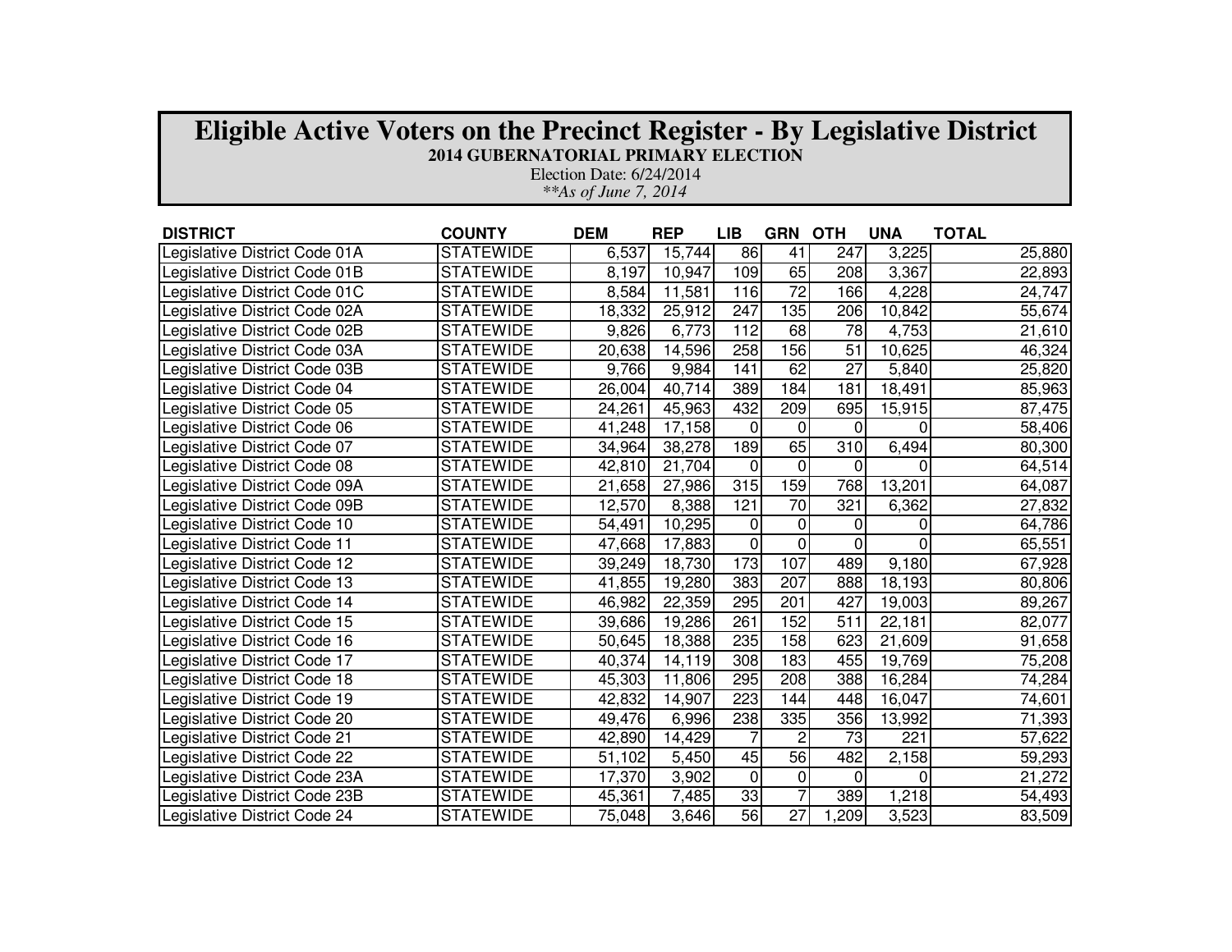# Eligible Active Voters on the Precinct Register - By Legislative District

**2014 GUBERNATORIAL PRIMARY ELECTION**

Election Date: 6/24/2014

*\*\*As of June 7, 2014*

| DISTRICT | COUNTY | DEM | REP | LIB | GRN | OTH | UNA | TOTAL |
|---|---|---|---|---|---|---|---|---|
| Legislative District Code 01A | STATEWIDE | 6,537 | 15,744 | 86 | 41 | 247 | 3,225 | 25,880 |
| Legislative District Code 01B | STATEWIDE | 8,197 | 10,947 | 109 | 65 | 208 | 3,367 | 22,893 |
| Legislative District Code 01C | STATEWIDE | 8,584 | 11,581 | 116 | 72 | 166 | 4,228 | 24,747 |
| Legislative District Code 02A | STATEWIDE | 18,332 | 25,912 | 247 | 135 | 206 | 10,842 | 55,674 |
| Legislative District Code 02B | STATEWIDE | 9,826 | 6,773 | 112 | 68 | 78 | 4,753 | 21,610 |
| Legislative District Code 03A | STATEWIDE | 20,638 | 14,596 | 258 | 156 | 51 | 10,625 | 46,324 |
| Legislative District Code 03B | STATEWIDE | 9,766 | 9,984 | 141 | 62 | 27 | 5,840 | 25,820 |
| Legislative District Code 04 | STATEWIDE | 26,004 | 40,714 | 389 | 184 | 181 | 18,491 | 85,963 |
| Legislative District Code 05 | STATEWIDE | 24,261 | 45,963 | 432 | 209 | 695 | 15,915 | 87,475 |
| Legislative District Code 06 | STATEWIDE | 41,248 | 17,158 | 0 | 0 | 0 | 0 | 58,406 |
| Legislative District Code 07 | STATEWIDE | 34,964 | 38,278 | 189 | 65 | 310 | 6,494 | 80,300 |
| Legislative District Code 08 | STATEWIDE | 42,810 | 21,704 | 0 | 0 | 0 | 0 | 64,514 |
| Legislative District Code 09A | STATEWIDE | 21,658 | 27,986 | 315 | 159 | 768 | 13,201 | 64,087 |
| Legislative District Code 09B | STATEWIDE | 12,570 | 8,388 | 121 | 70 | 321 | 6,362 | 27,832 |
| Legislative District Code 10 | STATEWIDE | 54,491 | 10,295 | 0 | 0 | 0 | 0 | 64,786 |
| Legislative District Code 11 | STATEWIDE | 47,668 | 17,883 | 0 | 0 | 0 | 0 | 65,551 |
| Legislative District Code 12 | STATEWIDE | 39,249 | 18,730 | 173 | 107 | 489 | 9,180 | 67,928 |
| Legislative District Code 13 | STATEWIDE | 41,855 | 19,280 | 383 | 207 | 888 | 18,193 | 80,806 |
| Legislative District Code 14 | STATEWIDE | 46,982 | 22,359 | 295 | 201 | 427 | 19,003 | 89,267 |
| Legislative District Code 15 | STATEWIDE | 39,686 | 19,286 | 261 | 152 | 511 | 22,181 | 82,077 |
| Legislative District Code 16 | STATEWIDE | 50,645 | 18,388 | 235 | 158 | 623 | 21,609 | 91,658 |
| Legislative District Code 17 | STATEWIDE | 40,374 | 14,119 | 308 | 183 | 455 | 19,769 | 75,208 |
| Legislative District Code 18 | STATEWIDE | 45,303 | 11,806 | 295 | 208 | 388 | 16,284 | 74,284 |
| Legislative District Code 19 | STATEWIDE | 42,832 | 14,907 | 223 | 144 | 448 | 16,047 | 74,601 |
| Legislative District Code 20 | STATEWIDE | 49,476 | 6,996 | 238 | 335 | 356 | 13,992 | 71,393 |
| Legislative District Code 21 | STATEWIDE | 42,890 | 14,429 | 7 | 2 | 73 | 221 | 57,622 |
| Legislative District Code 22 | STATEWIDE | 51,102 | 5,450 | 45 | 56 | 482 | 2,158 | 59,293 |
| Legislative District Code 23A | STATEWIDE | 17,370 | 3,902 | 0 | 0 | 0 | 0 | 21,272 |
| Legislative District Code 23B | STATEWIDE | 45,361 | 7,485 | 33 | 7 | 389 | 1,218 | 54,493 |
| Legislative District Code 24 | STATEWIDE | 75,048 | 3,646 | 56 | 27 | 1,209 | 3,523 | 83,509 |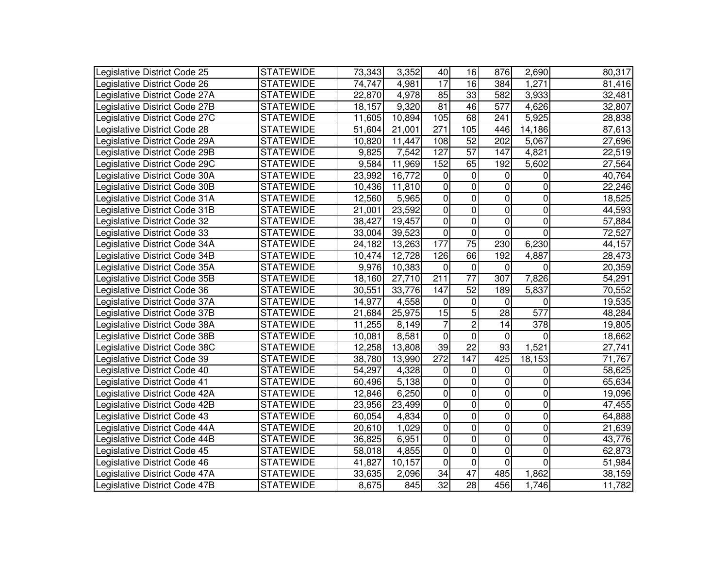| | | | | | | | | |
|---|---|---|---|---|---|---|---|---|
| Legislative District Code 25 | STATEWIDE | 73,343 | 3,352 | 40 | 16 | 876 | 2,690 | 80,317 |
| Legislative District Code 26 | STATEWIDE | 74,747 | 4,981 | 17 | 16 | 384 | 1,271 | 81,416 |
| Legislative District Code 27A | STATEWIDE | 22,870 | 4,978 | 85 | 33 | 582 | 3,933 | 32,481 |
| Legislative District Code 27B | STATEWIDE | 18,157 | 9,320 | 81 | 46 | 577 | 4,626 | 32,807 |
| Legislative District Code 27C | STATEWIDE | 11,605 | 10,894 | 105 | 68 | 241 | 5,925 | 28,838 |
| Legislative District Code 28 | STATEWIDE | 51,604 | 21,001 | 271 | 105 | 446 | 14,186 | 87,613 |
| Legislative District Code 29A | STATEWIDE | 10,820 | 11,447 | 108 | 52 | 202 | 5,067 | 27,696 |
| Legislative District Code 29B | STATEWIDE | 9,825 | 7,542 | 127 | 57 | 147 | 4,821 | 22,519 |
| Legislative District Code 29C | STATEWIDE | 9,584 | 11,969 | 152 | 65 | 192 | 5,602 | 27,564 |
| Legislative District Code 30A | STATEWIDE | 23,992 | 16,772 | 0 | 0 | 0 | 0 | 40,764 |
| Legislative District Code 30B | STATEWIDE | 10,436 | 11,810 | 0 | 0 | 0 | 0 | 22,246 |
| Legislative District Code 31A | STATEWIDE | 12,560 | 5,965 | 0 | 0 | 0 | 0 | 18,525 |
| Legislative District Code 31B | STATEWIDE | 21,001 | 23,592 | 0 | 0 | 0 | 0 | 44,593 |
| Legislative District Code 32 | STATEWIDE | 38,427 | 19,457 | 0 | 0 | 0 | 0 | 57,884 |
| Legislative District Code 33 | STATEWIDE | 33,004 | 39,523 | 0 | 0 | 0 | 0 | 72,527 |
| Legislative District Code 34A | STATEWIDE | 24,182 | 13,263 | 177 | 75 | 230 | 6,230 | 44,157 |
| Legislative District Code 34B | STATEWIDE | 10,474 | 12,728 | 126 | 66 | 192 | 4,887 | 28,473 |
| Legislative District Code 35A | STATEWIDE | 9,976 | 10,383 | 0 | 0 | 0 | 0 | 20,359 |
| Legislative District Code 35B | STATEWIDE | 18,160 | 27,710 | 211 | 77 | 307 | 7,826 | 54,291 |
| Legislative District Code 36 | STATEWIDE | 30,551 | 33,776 | 147 | 52 | 189 | 5,837 | 70,552 |
| Legislative District Code 37A | STATEWIDE | 14,977 | 4,558 | 0 | 0 | 0 | 0 | 19,535 |
| Legislative District Code 37B | STATEWIDE | 21,684 | 25,975 | 15 | 5 | 28 | 577 | 48,284 |
| Legislative District Code 38A | STATEWIDE | 11,255 | 8,149 | 7 | 2 | 14 | 378 | 19,805 |
| Legislative District Code 38B | STATEWIDE | 10,081 | 8,581 | 0 | 0 | 0 | 0 | 18,662 |
| Legislative District Code 38C | STATEWIDE | 12,258 | 13,808 | 39 | 22 | 93 | 1,521 | 27,741 |
| Legislative District Code 39 | STATEWIDE | 38,780 | 13,990 | 272 | 147 | 425 | 18,153 | 71,767 |
| Legislative District Code 40 | STATEWIDE | 54,297 | 4,328 | 0 | 0 | 0 | 0 | 58,625 |
| Legislative District Code 41 | STATEWIDE | 60,496 | 5,138 | 0 | 0 | 0 | 0 | 65,634 |
| Legislative District Code 42A | STATEWIDE | 12,846 | 6,250 | 0 | 0 | 0 | 0 | 19,096 |
| Legislative District Code 42B | STATEWIDE | 23,956 | 23,499 | 0 | 0 | 0 | 0 | 47,455 |
| Legislative District Code 43 | STATEWIDE | 60,054 | 4,834 | 0 | 0 | 0 | 0 | 64,888 |
| Legislative District Code 44A | STATEWIDE | 20,610 | 1,029 | 0 | 0 | 0 | 0 | 21,639 |
| Legislative District Code 44B | STATEWIDE | 36,825 | 6,951 | 0 | 0 | 0 | 0 | 43,776 |
| Legislative District Code 45 | STATEWIDE | 58,018 | 4,855 | 0 | 0 | 0 | 0 | 62,873 |
| Legislative District Code 46 | STATEWIDE | 41,827 | 10,157 | 0 | 0 | 0 | 0 | 51,984 |
| Legislative District Code 47A | STATEWIDE | 33,635 | 2,096 | 34 | 47 | 485 | 1,862 | 38,159 |
| Legislative District Code 47B | STATEWIDE | 8,675 | 845 | 32 | 28 | 456 | 1,746 | 11,782 |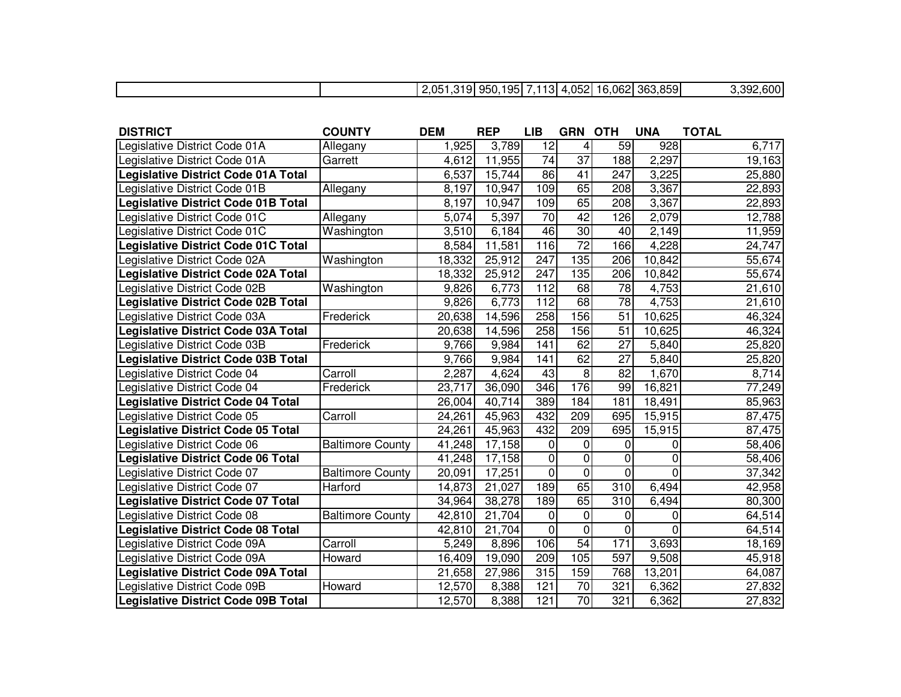|  |  | 2,051,319 | 950,195 | 7,113 | 4,052 | 16,062 | 363,859 | 3,392,600 |
|---|---|---|---|---|---|---|---|---|

| DISTRICT | COUNTY | DEM | REP | LIB | GRN | OTH | UNA | TOTAL |
|---|---|---|---|---|---|---|---|---|
| Legislative District Code 01A | Allegany | 1,925 | 3,789 | 12 | 4 | 59 | 928 | 6,717 |
| Legislative District Code 01A | Garrett | 4,612 | 11,955 | 74 | 37 | 188 | 2,297 | 19,163 |
| **Legislative District Code 01A Total** |  | 6,537 | 15,744 | 86 | 41 | 247 | 3,225 | 25,880 |
| Legislative District Code 01B | Allegany | 8,197 | 10,947 | 109 | 65 | 208 | 3,367 | 22,893 |
| **Legislative District Code 01B Total** |  | 8,197 | 10,947 | 109 | 65 | 208 | 3,367 | 22,893 |
| Legislative District Code 01C | Allegany | 5,074 | 5,397 | 70 | 42 | 126 | 2,079 | 12,788 |
| Legislative District Code 01C | Washington | 3,510 | 6,184 | 46 | 30 | 40 | 2,149 | 11,959 |
| **Legislative District Code 01C Total** |  | 8,584 | 11,581 | 116 | 72 | 166 | 4,228 | 24,747 |
| Legislative District Code 02A | Washington | 18,332 | 25,912 | 247 | 135 | 206 | 10,842 | 55,674 |
| **Legislative District Code 02A Total** |  | 18,332 | 25,912 | 247 | 135 | 206 | 10,842 | 55,674 |
| Legislative District Code 02B | Washington | 9,826 | 6,773 | 112 | 68 | 78 | 4,753 | 21,610 |
| **Legislative District Code 02B Total** |  | 9,826 | 6,773 | 112 | 68 | 78 | 4,753 | 21,610 |
| Legislative District Code 03A | Frederick | 20,638 | 14,596 | 258 | 156 | 51 | 10,625 | 46,324 |
| **Legislative District Code 03A Total** |  | 20,638 | 14,596 | 258 | 156 | 51 | 10,625 | 46,324 |
| Legislative District Code 03B | Frederick | 9,766 | 9,984 | 141 | 62 | 27 | 5,840 | 25,820 |
| **Legislative District Code 03B Total** |  | 9,766 | 9,984 | 141 | 62 | 27 | 5,840 | 25,820 |
| Legislative District Code 04 | Carroll | 2,287 | 4,624 | 43 | 8 | 82 | 1,670 | 8,714 |
| Legislative District Code 04 | Frederick | 23,717 | 36,090 | 346 | 176 | 99 | 16,821 | 77,249 |
| **Legislative District Code 04 Total** |  | 26,004 | 40,714 | 389 | 184 | 181 | 18,491 | 85,963 |
| Legislative District Code 05 | Carroll | 24,261 | 45,963 | 432 | 209 | 695 | 15,915 | 87,475 |
| **Legislative District Code 05 Total** |  | 24,261 | 45,963 | 432 | 209 | 695 | 15,915 | 87,475 |
| Legislative District Code 06 | Baltimore County | 41,248 | 17,158 | 0 | 0 | 0 | 0 | 58,406 |
| **Legislative District Code 06 Total** |  | 41,248 | 17,158 | 0 | 0 | 0 | 0 | 58,406 |
| Legislative District Code 07 | Baltimore County | 20,091 | 17,251 | 0 | 0 | 0 | 0 | 37,342 |
| Legislative District Code 07 | Harford | 14,873 | 21,027 | 189 | 65 | 310 | 6,494 | 42,958 |
| **Legislative District Code 07 Total** |  | 34,964 | 38,278 | 189 | 65 | 310 | 6,494 | 80,300 |
| Legislative District Code 08 | Baltimore County | 42,810 | 21,704 | 0 | 0 | 0 | 0 | 64,514 |
| **Legislative District Code 08 Total** |  | 42,810 | 21,704 | 0 | 0 | 0 | 0 | 64,514 |
| Legislative District Code 09A | Carroll | 5,249 | 8,896 | 106 | 54 | 171 | 3,693 | 18,169 |
| Legislative District Code 09A | Howard | 16,409 | 19,090 | 209 | 105 | 597 | 9,508 | 45,918 |
| **Legislative District Code 09A Total** |  | 21,658 | 27,986 | 315 | 159 | 768 | 13,201 | 64,087 |
| Legislative District Code 09B | Howard | 12,570 | 8,388 | 121 | 70 | 321 | 6,362 | 27,832 |
| **Legislative District Code 09B Total** |  | 12,570 | 8,388 | 121 | 70 | 321 | 6,362 | 27,832 |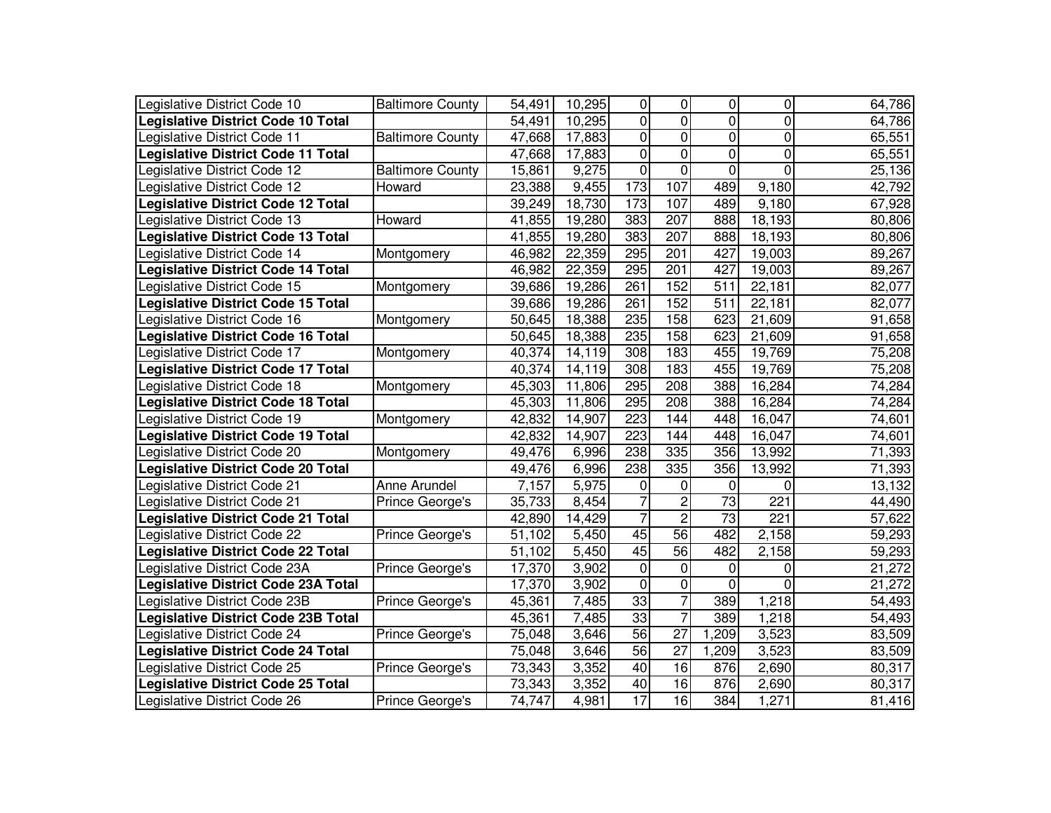| | | | | | | | | |
|---|---|---|---|---|---|---|---|---|
| Legislative District Code 10 | Baltimore County | 54,491 | 10,295 | 0 | 0 | 0 | 0 | 64,786 |
| **Legislative District Code 10 Total** | | 54,491 | 10,295 | 0 | 0 | 0 | 0 | 64,786 |
| Legislative District Code 11 | Baltimore County | 47,668 | 17,883 | 0 | 0 | 0 | 0 | 65,551 |
| **Legislative District Code 11 Total** | | 47,668 | 17,883 | 0 | 0 | 0 | 0 | 65,551 |
| Legislative District Code 12 | Baltimore County | 15,861 | 9,275 | 0 | 0 | 0 | 0 | 25,136 |
| Legislative District Code 12 | Howard | 23,388 | 9,455 | 173 | 107 | 489 | 9,180 | 42,792 |
| **Legislative District Code 12 Total** | | 39,249 | 18,730 | 173 | 107 | 489 | 9,180 | 67,928 |
| Legislative District Code 13 | Howard | 41,855 | 19,280 | 383 | 207 | 888 | 18,193 | 80,806 |
| **Legislative District Code 13 Total** | | 41,855 | 19,280 | 383 | 207 | 888 | 18,193 | 80,806 |
| Legislative District Code 14 | Montgomery | 46,982 | 22,359 | 295 | 201 | 427 | 19,003 | 89,267 |
| **Legislative District Code 14 Total** | | 46,982 | 22,359 | 295 | 201 | 427 | 19,003 | 89,267 |
| Legislative District Code 15 | Montgomery | 39,686 | 19,286 | 261 | 152 | 511 | 22,181 | 82,077 |
| **Legislative District Code 15 Total** | | 39,686 | 19,286 | 261 | 152 | 511 | 22,181 | 82,077 |
| Legislative District Code 16 | Montgomery | 50,645 | 18,388 | 235 | 158 | 623 | 21,609 | 91,658 |
| **Legislative District Code 16 Total** | | 50,645 | 18,388 | 235 | 158 | 623 | 21,609 | 91,658 |
| Legislative District Code 17 | Montgomery | 40,374 | 14,119 | 308 | 183 | 455 | 19,769 | 75,208 |
| **Legislative District Code 17 Total** | | 40,374 | 14,119 | 308 | 183 | 455 | 19,769 | 75,208 |
| Legislative District Code 18 | Montgomery | 45,303 | 11,806 | 295 | 208 | 388 | 16,284 | 74,284 |
| **Legislative District Code 18 Total** | | 45,303 | 11,806 | 295 | 208 | 388 | 16,284 | 74,284 |
| Legislative District Code 19 | Montgomery | 42,832 | 14,907 | 223 | 144 | 448 | 16,047 | 74,601 |
| **Legislative District Code 19 Total** | | 42,832 | 14,907 | 223 | 144 | 448 | 16,047 | 74,601 |
| Legislative District Code 20 | Montgomery | 49,476 | 6,996 | 238 | 335 | 356 | 13,992 | 71,393 |
| **Legislative District Code 20 Total** | | 49,476 | 6,996 | 238 | 335 | 356 | 13,992 | 71,393 |
| Legislative District Code 21 | Anne Arundel | 7,157 | 5,975 | 0 | 0 | 0 | 0 | 13,132 |
| Legislative District Code 21 | Prince George's | 35,733 | 8,454 | 7 | 2 | 73 | 221 | 44,490 |
| **Legislative District Code 21 Total** | | 42,890 | 14,429 | 7 | 2 | 73 | 221 | 57,622 |
| Legislative District Code 22 | Prince George's | 51,102 | 5,450 | 45 | 56 | 482 | 2,158 | 59,293 |
| **Legislative District Code 22 Total** | | 51,102 | 5,450 | 45 | 56 | 482 | 2,158 | 59,293 |
| Legislative District Code 23A | Prince George's | 17,370 | 3,902 | 0 | 0 | 0 | 0 | 21,272 |
| **Legislative District Code 23A Total** | | 17,370 | 3,902 | 0 | 0 | 0 | 0 | 21,272 |
| Legislative District Code 23B | Prince George's | 45,361 | 7,485 | 33 | 7 | 389 | 1,218 | 54,493 |
| **Legislative District Code 23B Total** | | 45,361 | 7,485 | 33 | 7 | 389 | 1,218 | 54,493 |
| Legislative District Code 24 | Prince George's | 75,048 | 3,646 | 56 | 27 | 1,209 | 3,523 | 83,509 |
| **Legislative District Code 24 Total** | | 75,048 | 3,646 | 56 | 27 | 1,209 | 3,523 | 83,509 |
| Legislative District Code 25 | Prince George's | 73,343 | 3,352 | 40 | 16 | 876 | 2,690 | 80,317 |
| **Legislative District Code 25 Total** | | 73,343 | 3,352 | 40 | 16 | 876 | 2,690 | 80,317 |
| Legislative District Code 26 | Prince George's | 74,747 | 4,981 | 17 | 16 | 384 | 1,271 | 81,416 |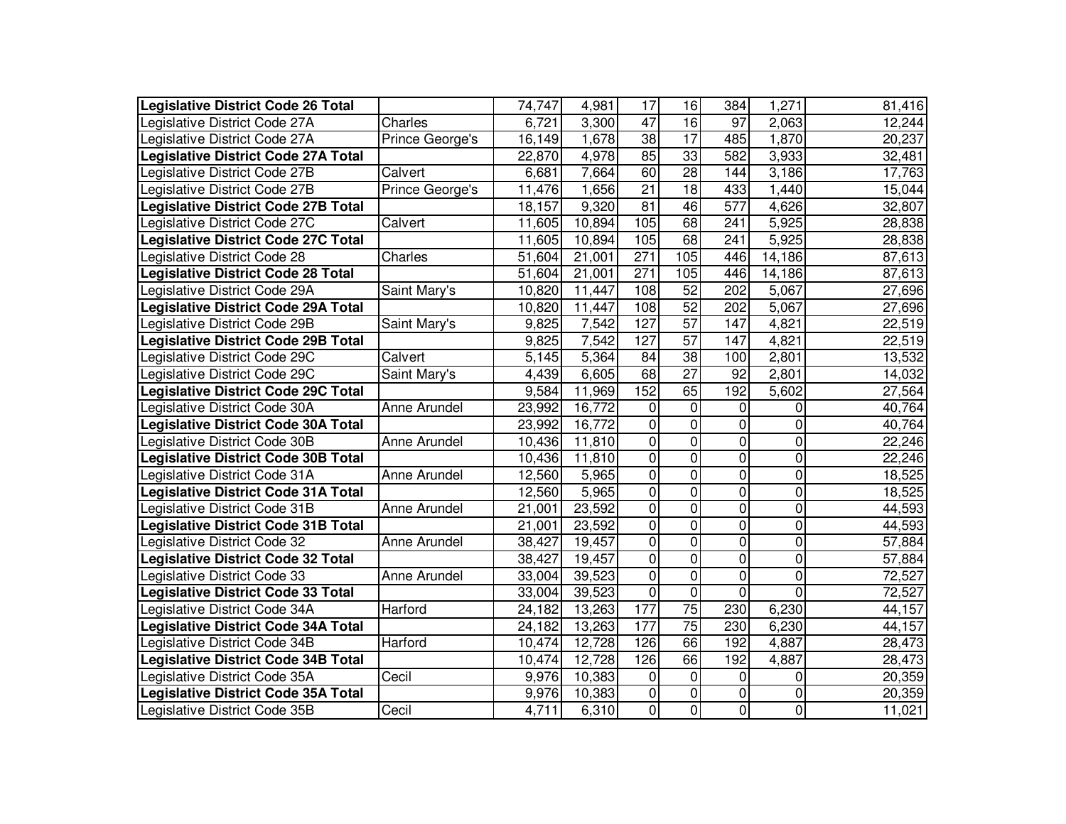| **Legislative District Code 26 Total** | | 74,747 | 4,981 | 17 | 16 | 384 | 1,271 | 81,416 |
|---|---|---|---|---|---|---|---|---|
| Legislative District Code 27A | Charles | 6,721 | 3,300 | 47 | 16 | 97 | 2,063 | 12,244 |
| Legislative District Code 27A | Prince George's | 16,149 | 1,678 | 38 | 17 | 485 | 1,870 | 20,237 |
| **Legislative District Code 27A Total** | | 22,870 | 4,978 | 85 | 33 | 582 | 3,933 | 32,481 |
| Legislative District Code 27B | Calvert | 6,681 | 7,664 | 60 | 28 | 144 | 3,186 | 17,763 |
| Legislative District Code 27B | Prince George's | 11,476 | 1,656 | 21 | 18 | 433 | 1,440 | 15,044 |
| **Legislative District Code 27B Total** | | 18,157 | 9,320 | 81 | 46 | 577 | 4,626 | 32,807 |
| Legislative District Code 27C | Calvert | 11,605 | 10,894 | 105 | 68 | 241 | 5,925 | 28,838 |
| **Legislative District Code 27C Total** | | 11,605 | 10,894 | 105 | 68 | 241 | 5,925 | 28,838 |
| Legislative District Code 28 | Charles | 51,604 | 21,001 | 271 | 105 | 446 | 14,186 | 87,613 |
| **Legislative District Code 28 Total** | | 51,604 | 21,001 | 271 | 105 | 446 | 14,186 | 87,613 |
| Legislative District Code 29A | Saint Mary's | 10,820 | 11,447 | 108 | 52 | 202 | 5,067 | 27,696 |
| **Legislative District Code 29A Total** | | 10,820 | 11,447 | 108 | 52 | 202 | 5,067 | 27,696 |
| Legislative District Code 29B | Saint Mary's | 9,825 | 7,542 | 127 | 57 | 147 | 4,821 | 22,519 |
| **Legislative District Code 29B Total** | | 9,825 | 7,542 | 127 | 57 | 147 | 4,821 | 22,519 |
| Legislative District Code 29C | Calvert | 5,145 | 5,364 | 84 | 38 | 100 | 2,801 | 13,532 |
| Legislative District Code 29C | Saint Mary's | 4,439 | 6,605 | 68 | 27 | 92 | 2,801 | 14,032 |
| **Legislative District Code 29C Total** | | 9,584 | 11,969 | 152 | 65 | 192 | 5,602 | 27,564 |
| Legislative District Code 30A | Anne Arundel | 23,992 | 16,772 | 0 | 0 | 0 | 0 | 40,764 |
| **Legislative District Code 30A Total** | | 23,992 | 16,772 | 0 | 0 | 0 | 0 | 40,764 |
| Legislative District Code 30B | Anne Arundel | 10,436 | 11,810 | 0 | 0 | 0 | 0 | 22,246 |
| **Legislative District Code 30B Total** | | 10,436 | 11,810 | 0 | 0 | 0 | 0 | 22,246 |
| Legislative District Code 31A | Anne Arundel | 12,560 | 5,965 | 0 | 0 | 0 | 0 | 18,525 |
| **Legislative District Code 31A Total** | | 12,560 | 5,965 | 0 | 0 | 0 | 0 | 18,525 |
| Legislative District Code 31B | Anne Arundel | 21,001 | 23,592 | 0 | 0 | 0 | 0 | 44,593 |
| **Legislative District Code 31B Total** | | 21,001 | 23,592 | 0 | 0 | 0 | 0 | 44,593 |
| Legislative District Code 32 | Anne Arundel | 38,427 | 19,457 | 0 | 0 | 0 | 0 | 57,884 |
| **Legislative District Code 32 Total** | | 38,427 | 19,457 | 0 | 0 | 0 | 0 | 57,884 |
| Legislative District Code 33 | Anne Arundel | 33,004 | 39,523 | 0 | 0 | 0 | 0 | 72,527 |
| **Legislative District Code 33 Total** | | 33,004 | 39,523 | 0 | 0 | 0 | 0 | 72,527 |
| Legislative District Code 34A | Harford | 24,182 | 13,263 | 177 | 75 | 230 | 6,230 | 44,157 |
| **Legislative District Code 34A Total** | | 24,182 | 13,263 | 177 | 75 | 230 | 6,230 | 44,157 |
| Legislative District Code 34B | Harford | 10,474 | 12,728 | 126 | 66 | 192 | 4,887 | 28,473 |
| **Legislative District Code 34B Total** | | 10,474 | 12,728 | 126 | 66 | 192 | 4,887 | 28,473 |
| Legislative District Code 35A | Cecil | 9,976 | 10,383 | 0 | 0 | 0 | 0 | 20,359 |
| **Legislative District Code 35A Total** | | 9,976 | 10,383 | 0 | 0 | 0 | 0 | 20,359 |
| Legislative District Code 35B | Cecil | 4,711 | 6,310 | 0 | 0 | 0 | 0 | 11,021 |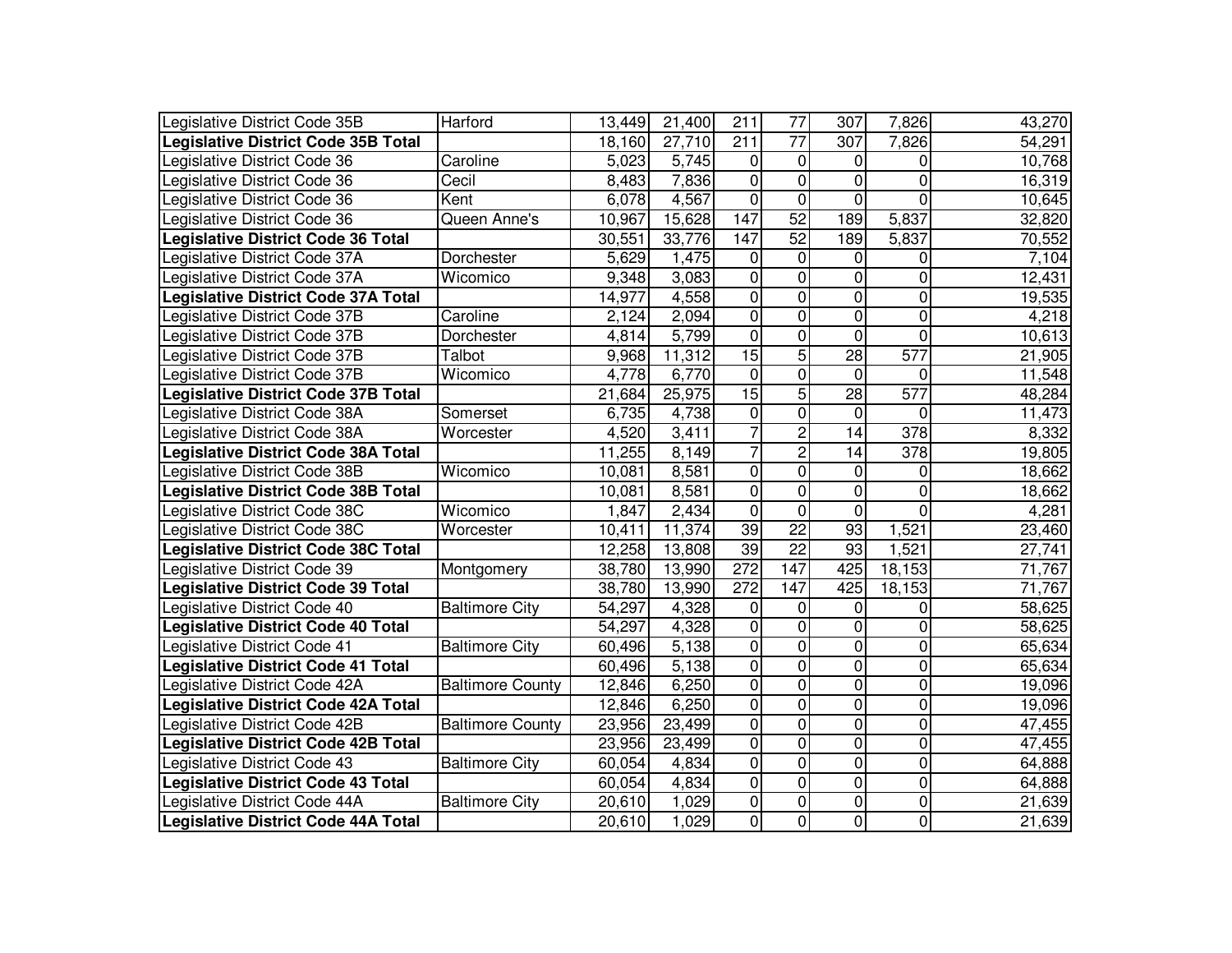| | | | | | | | | |
|---|---|---|---|---|---|---|---|---|
| Legislative District Code 35B | Harford | 13,449 | 21,400 | 211 | 77 | 307 | 7,826 | 43,270 |
| **Legislative District Code 35B Total** | | 18,160 | 27,710 | 211 | 77 | 307 | 7,826 | 54,291 |
| Legislative District Code 36 | Caroline | 5,023 | 5,745 | 0 | 0 | 0 | 0 | 10,768 |
| Legislative District Code 36 | Cecil | 8,483 | 7,836 | 0 | 0 | 0 | 0 | 16,319 |
| Legislative District Code 36 | Kent | 6,078 | 4,567 | 0 | 0 | 0 | 0 | 10,645 |
| Legislative District Code 36 | Queen Anne's | 10,967 | 15,628 | 147 | 52 | 189 | 5,837 | 32,820 |
| **Legislative District Code 36 Total** | | 30,551 | 33,776 | 147 | 52 | 189 | 5,837 | 70,552 |
| Legislative District Code 37A | Dorchester | 5,629 | 1,475 | 0 | 0 | 0 | 0 | 7,104 |
| Legislative District Code 37A | Wicomico | 9,348 | 3,083 | 0 | 0 | 0 | 0 | 12,431 |
| **Legislative District Code 37A Total** | | 14,977 | 4,558 | 0 | 0 | 0 | 0 | 19,535 |
| Legislative District Code 37B | Caroline | 2,124 | 2,094 | 0 | 0 | 0 | 0 | 4,218 |
| Legislative District Code 37B | Dorchester | 4,814 | 5,799 | 0 | 0 | 0 | 0 | 10,613 |
| Legislative District Code 37B | Talbot | 9,968 | 11,312 | 15 | 5 | 28 | 577 | 21,905 |
| Legislative District Code 37B | Wicomico | 4,778 | 6,770 | 0 | 0 | 0 | 0 | 11,548 |
| **Legislative District Code 37B Total** | | 21,684 | 25,975 | 15 | 5 | 28 | 577 | 48,284 |
| Legislative District Code 38A | Somerset | 6,735 | 4,738 | 0 | 0 | 0 | 0 | 11,473 |
| Legislative District Code 38A | Worcester | 4,520 | 3,411 | 7 | 2 | 14 | 378 | 8,332 |
| **Legislative District Code 38A Total** | | 11,255 | 8,149 | 7 | 2 | 14 | 378 | 19,805 |
| Legislative District Code 38B | Wicomico | 10,081 | 8,581 | 0 | 0 | 0 | 0 | 18,662 |
| **Legislative District Code 38B Total** | | 10,081 | 8,581 | 0 | 0 | 0 | 0 | 18,662 |
| Legislative District Code 38C | Wicomico | 1,847 | 2,434 | 0 | 0 | 0 | 0 | 4,281 |
| Legislative District Code 38C | Worcester | 10,411 | 11,374 | 39 | 22 | 93 | 1,521 | 23,460 |
| **Legislative District Code 38C Total** | | 12,258 | 13,808 | 39 | 22 | 93 | 1,521 | 27,741 |
| Legislative District Code 39 | Montgomery | 38,780 | 13,990 | 272 | 147 | 425 | 18,153 | 71,767 |
| **Legislative District Code 39 Total** | | 38,780 | 13,990 | 272 | 147 | 425 | 18,153 | 71,767 |
| Legislative District Code 40 | Baltimore City | 54,297 | 4,328 | 0 | 0 | 0 | 0 | 58,625 |
| **Legislative District Code 40 Total** | | 54,297 | 4,328 | 0 | 0 | 0 | 0 | 58,625 |
| Legislative District Code 41 | Baltimore City | 60,496 | 5,138 | 0 | 0 | 0 | 0 | 65,634 |
| **Legislative District Code 41 Total** | | 60,496 | 5,138 | 0 | 0 | 0 | 0 | 65,634 |
| Legislative District Code 42A | Baltimore County | 12,846 | 6,250 | 0 | 0 | 0 | 0 | 19,096 |
| **Legislative District Code 42A Total** | | 12,846 | 6,250 | 0 | 0 | 0 | 0 | 19,096 |
| Legislative District Code 42B | Baltimore County | 23,956 | 23,499 | 0 | 0 | 0 | 0 | 47,455 |
| **Legislative District Code 42B Total** | | 23,956 | 23,499 | 0 | 0 | 0 | 0 | 47,455 |
| Legislative District Code 43 | Baltimore City | 60,054 | 4,834 | 0 | 0 | 0 | 0 | 64,888 |
| **Legislative District Code 43 Total** | | 60,054 | 4,834 | 0 | 0 | 0 | 0 | 64,888 |
| Legislative District Code 44A | Baltimore City | 20,610 | 1,029 | 0 | 0 | 0 | 0 | 21,639 |
| **Legislative District Code 44A Total** | | 20,610 | 1,029 | 0 | 0 | 0 | 0 | 21,639 |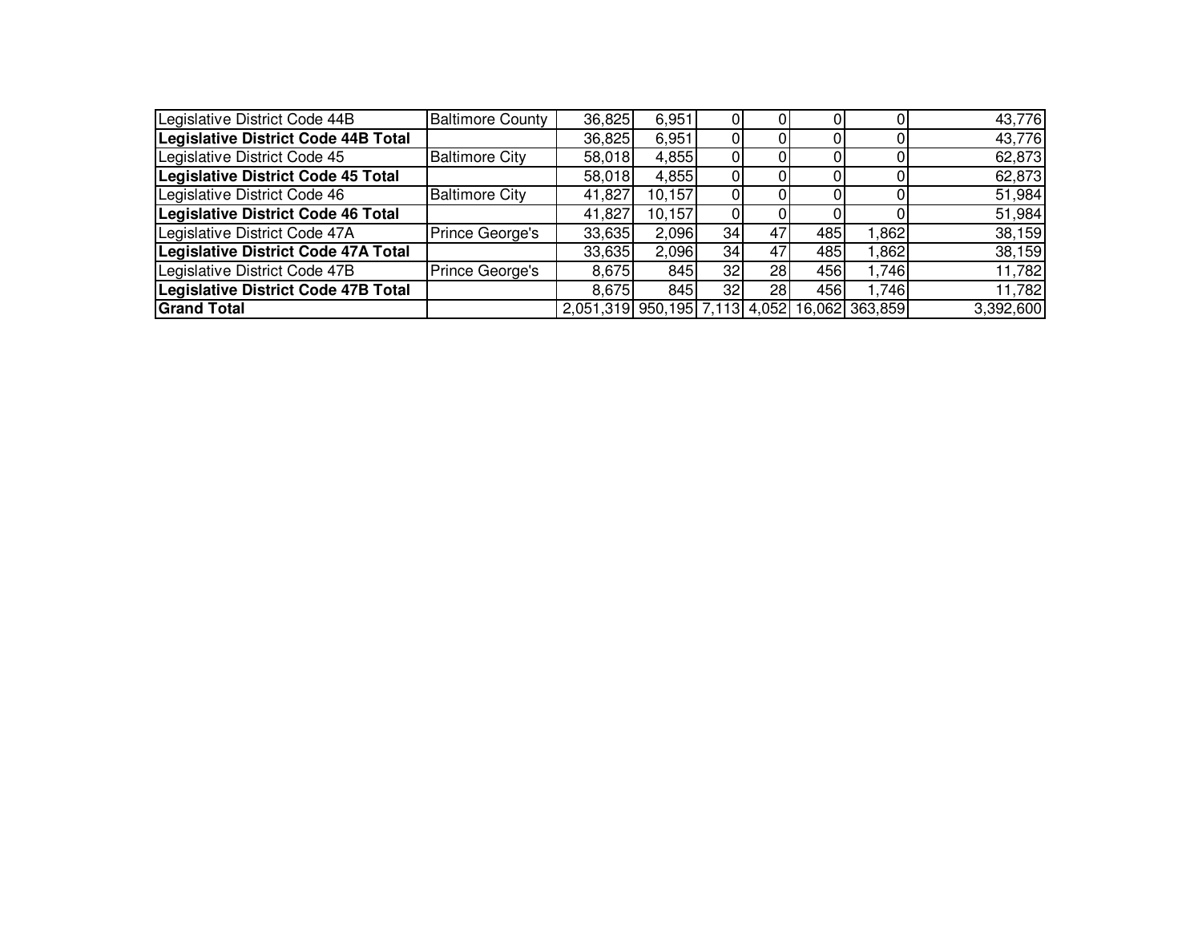| | | | | | | | | |
|---|---|---|---|---|---|---|---|---|
| Legislative District Code 44B | Baltimore County | 36,825 | 6,951 | 0 | 0 | 0 | 0 | 43,776 |
| **Legislative District Code 44B Total** | | 36,825 | 6,951 | 0 | 0 | 0 | 0 | 43,776 |
| Legislative District Code 45 | Baltimore City | 58,018 | 4,855 | 0 | 0 | 0 | 0 | 62,873 |
| **Legislative District Code 45 Total** | | 58,018 | 4,855 | 0 | 0 | 0 | 0 | 62,873 |
| Legislative District Code 46 | Baltimore City | 41,827 | 10,157 | 0 | 0 | 0 | 0 | 51,984 |
| **Legislative District Code 46 Total** | | 41,827 | 10,157 | 0 | 0 | 0 | 0 | 51,984 |
| Legislative District Code 47A | Prince George's | 33,635 | 2,096 | 34 | 47 | 485 | 1,862 | 38,159 |
| **Legislative District Code 47A Total** | | 33,635 | 2,096 | 34 | 47 | 485 | 1,862 | 38,159 |
| Legislative District Code 47B | Prince George's | 8,675 | 845 | 32 | 28 | 456 | 1,746 | 11,782 |
| **Legislative District Code 47B Total** | | 8,675 | 845 | 32 | 28 | 456 | 1,746 | 11,782 |
| **Grand Total** | | 2,051,319 | 950,195 | 7,113 | 4,052 | 16,062 | 363,859 | 3,392,600 |